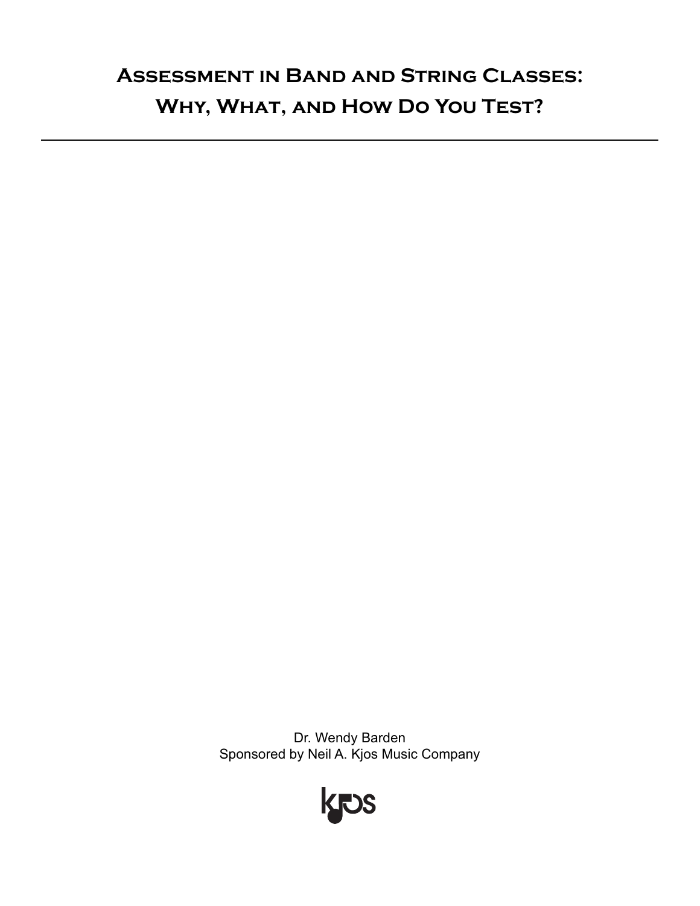# Assessment in Band and String Classes: Why, What, and How Do You Test?

---

Dr. Wendy Barden
Sponsored by Neil A. Kjos Music Company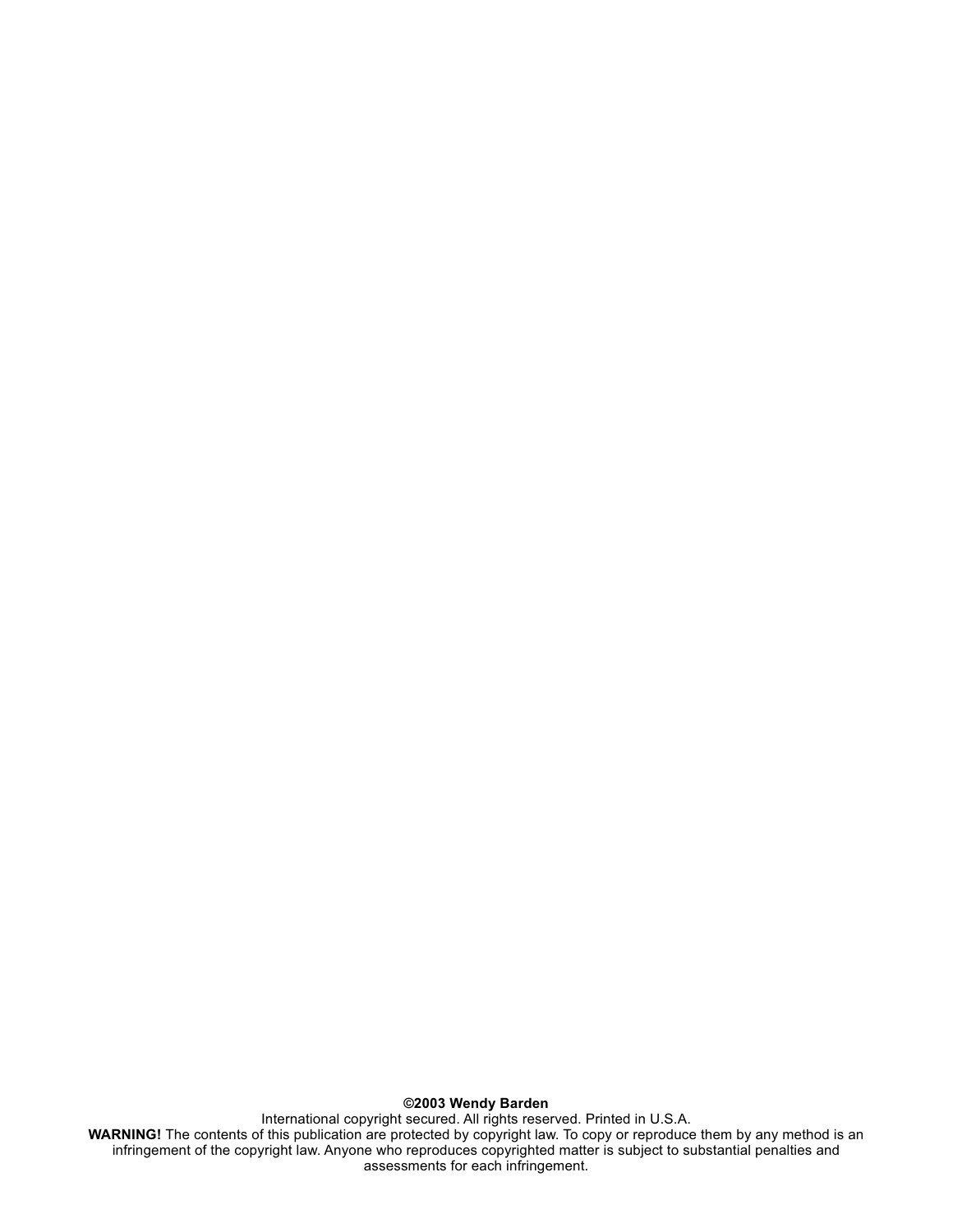**©2003 Wendy Barden**

International copyright secured. All rights reserved. Printed in U.S.A.

**WARNING!** The contents of this publication are protected by copyright law. To copy or reproduce them by any method is an infringement of the copyright law. Anyone who reproduces copyrighted matter is subject to substantial penalties and assessments for each infringement.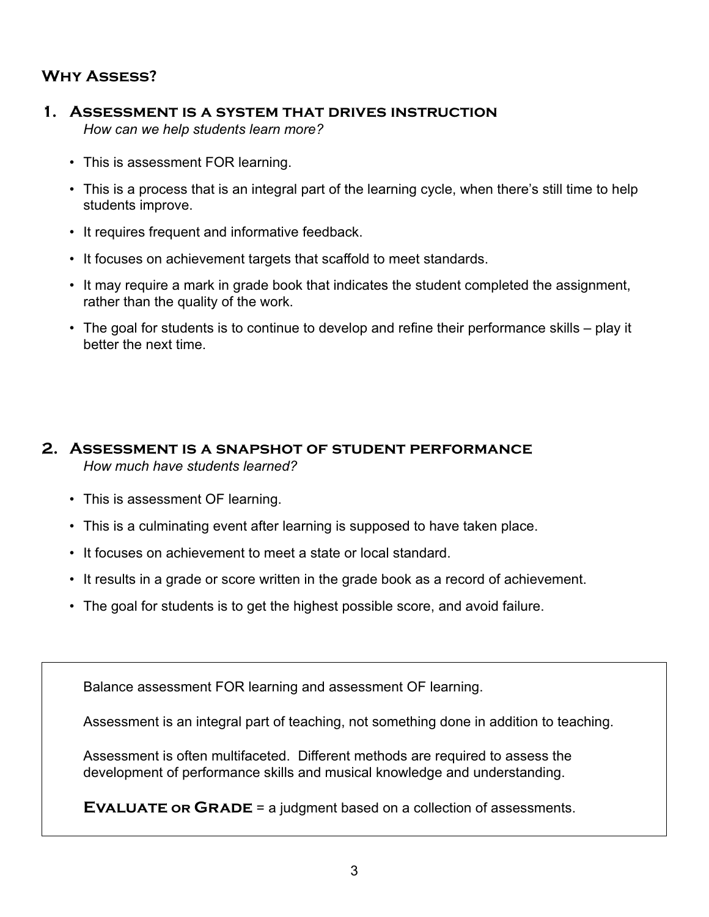## Why Assess?

### 1. Assessment is a system that drives instruction

*How can we help students learn more?*

- This is assessment FOR learning.
- This is a process that is an integral part of the learning cycle, when there's still time to help students improve.
- It requires frequent and informative feedback.
- It focuses on achievement targets that scaffold to meet standards.
- It may require a mark in grade book that indicates the student completed the assignment, rather than the quality of the work.
- The goal for students is to continue to develop and refine their performance skills – play it better the next time.

### 2. Assessment is a snapshot of student performance

*How much have students learned?*

- This is assessment OF learning.
- This is a culminating event after learning is supposed to have taken place.
- It focuses on achievement to meet a state or local standard.
- It results in a grade or score written in the grade book as a record of achievement.
- The goal for students is to get the highest possible score, and avoid failure.

Balance assessment FOR learning and assessment OF learning.

Assessment is an integral part of teaching, not something done in addition to teaching.

Assessment is often multifaceted. Different methods are required to assess the development of performance skills and musical knowledge and understanding.

**Evaluate or Grade** = a judgment based on a collection of assessments.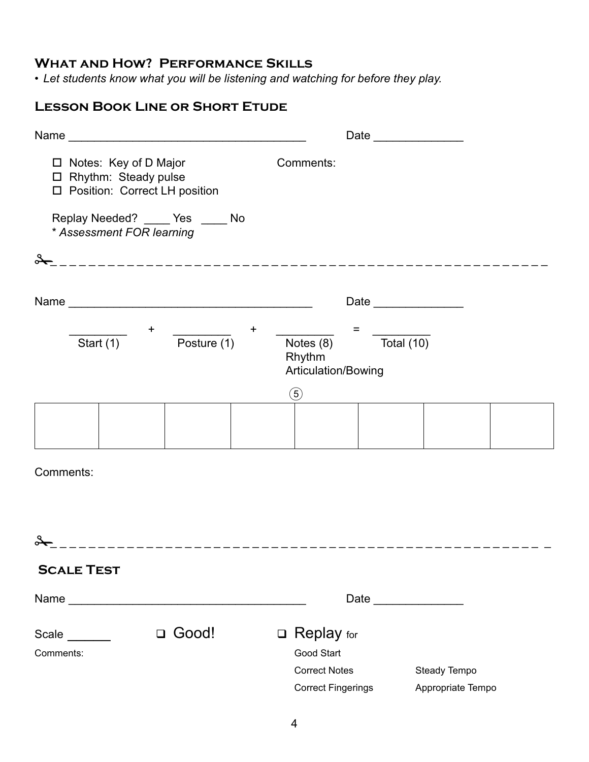## What and How? Performance Skills

• *Let students know what you will be listening and watching for before they play.*

### Lesson Book Line or Short Etude

Name ___________________________________ Date _____________

☐ Notes: Key of D Major
☐ Rhythm: Steady pulse
☐ Position: Correct LH position

Comments:

Replay Needed? ____ Yes ____ No
\* *Assessment FOR learning*

✂- - - - - - - - - - - - - - - - - - - - - - - - - - - - - - - - - - - - - - - - - - - - - - - - - - - - - -

Name _____________________________________ Date _____________

_________ + _________ + _________ = _________
Start (1) Posture (1) Notes (8) Total (10)
Rhythm
Articulation/Bowing

⑤

| | | | | | | | |
|---|---|---|---|---|---|---|---|
| | | | | | | | |

Comments:

✂- - - - - - - - - - - - - - - - - - - - - - - - - - - - - - - - - - - - - - - - - - - - - - - - - - - - - -

### Scale Test

Name ___________________________________ Date _____________

Scale ______ ❑ Good! ❑ Replay for

Comments:

Good Start

Correct Notes Steady Tempo

Correct Fingerings Appropriate Tempo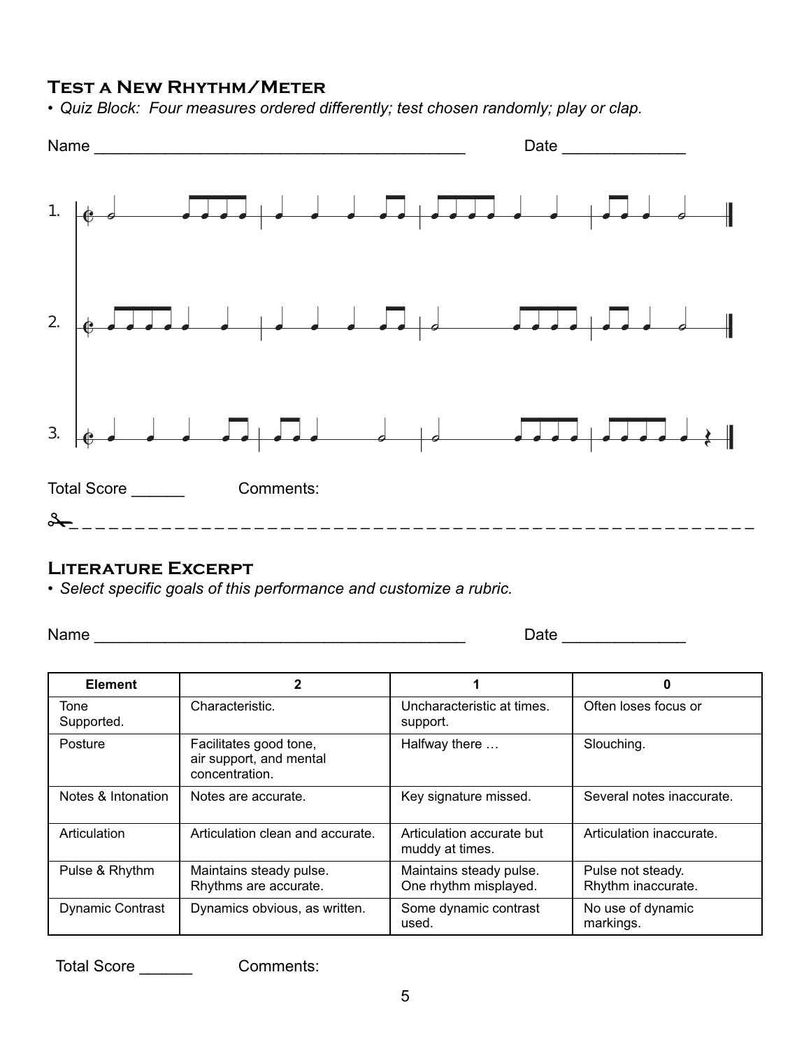## Test a New Rhythm/Meter

- *Quiz Block: Four measures ordered differently; test chosen randomly; play or clap.*

Name ________________________________________ Date ______________

1.

2.

3.

Total Score ______ Comments:

✂ _ _ _ _ _ _ _ _ _ _ _ _ _ _ _ _ _ _ _ _ _ _ _ _ _ _ _ _ _ _ _ _ _ _ _ _ _ _ _ _ _ _ _ _ _ _ _ _ _ _ _ _ _ _ _ _

## Literature Excerpt

- *Select specific goals of this performance and customize a rubric.*

Name ________________________________________ Date ______________

| Element | 2 | 1 | 0 |
|---|---|---|---|
| Tone Supported. | Characteristic. | Uncharacteristic at times. support. | Often loses focus or |
| Posture | Facilitates good tone, air support, and mental concentration. | Halfway there … | Slouching. |
| Notes & Intonation | Notes are accurate. | Key signature missed. | Several notes inaccurate. |
| Articulation | Articulation clean and accurate. | Articulation accurate but muddy at times. | Articulation inaccurate. |
| Pulse & Rhythm | Maintains steady pulse. Rhythms are accurate. | Maintains steady pulse. One rhythm misplayed. | Pulse not steady. Rhythm inaccurate. |
| Dynamic Contrast | Dynamics obvious, as written. | Some dynamic contrast used. | No use of dynamic markings. |

Total Score ______ Comments: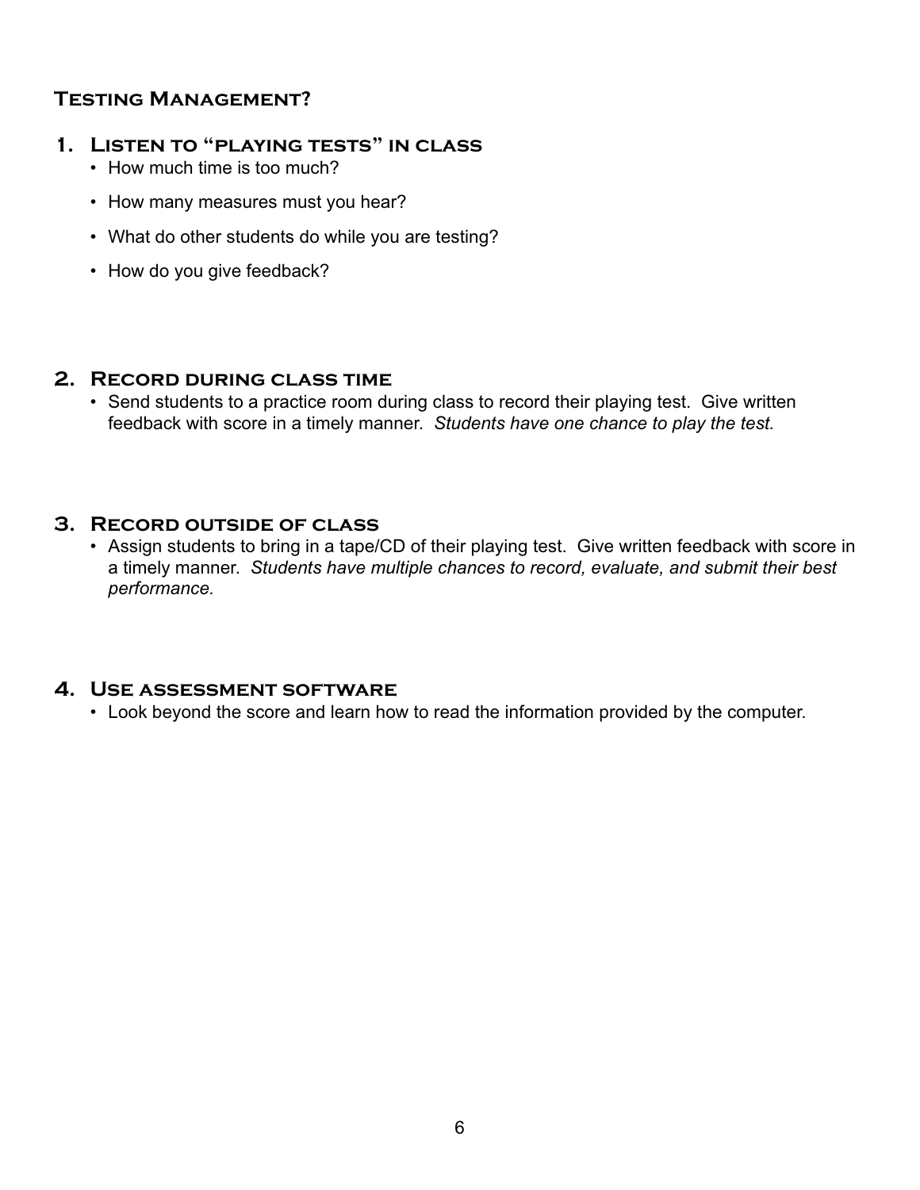## Testing Management?

### 1. Listen to "playing tests" in class

- How much time is too much?
- How many measures must you hear?
- What do other students do while you are testing?
- How do you give feedback?

### 2. Record during class time

- Send students to a practice room during class to record their playing test. Give written feedback with score in a timely manner. *Students have one chance to play the test.*

### 3. Record outside of class

- Assign students to bring in a tape/CD of their playing test. Give written feedback with score in a timely manner. *Students have multiple chances to record, evaluate, and submit their best performance.*

### 4. Use assessment software

- Look beyond the score and learn how to read the information provided by the computer.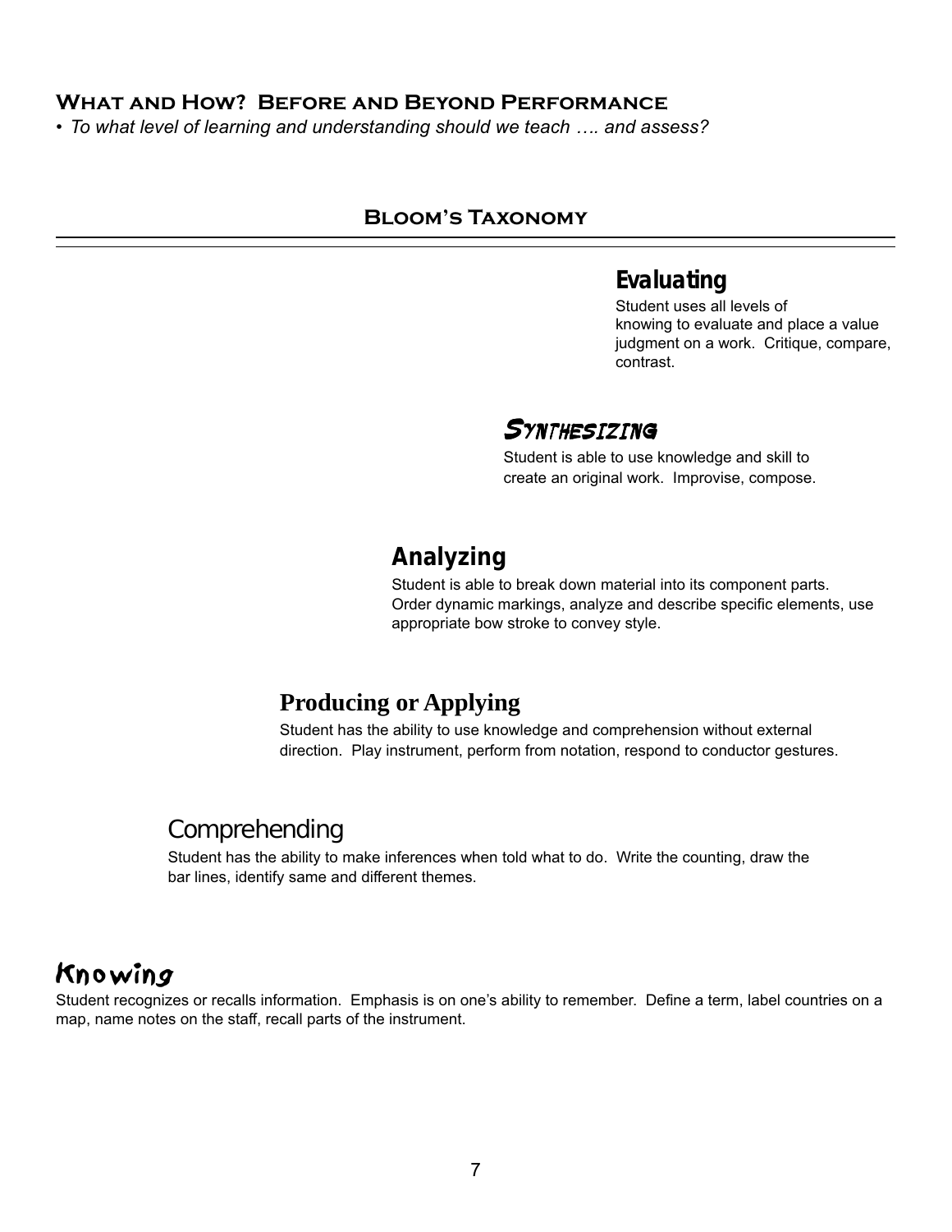## What and How? Before and Beyond Performance

- *To what level of learning and understanding should we teach …. and assess?*

### Bloom's Taxonomy

#### Evaluating

Student uses all levels of knowing to evaluate and place a value judgment on a work. Critique, compare, contrast.

#### Synthesizing

Student is able to use knowledge and skill to create an original work. Improvise, compose.

#### Analyzing

Student is able to break down material into its component parts. Order dynamic markings, analyze and describe specific elements, use appropriate bow stroke to convey style.

#### Producing or Applying

Student has the ability to use knowledge and comprehension without external direction. Play instrument, perform from notation, respond to conductor gestures.

#### Comprehending

Student has the ability to make inferences when told what to do. Write the counting, draw the bar lines, identify same and different themes.

#### Knowing

Student recognizes or recalls information. Emphasis is on one's ability to remember. Define a term, label countries on a map, name notes on the staff, recall parts of the instrument.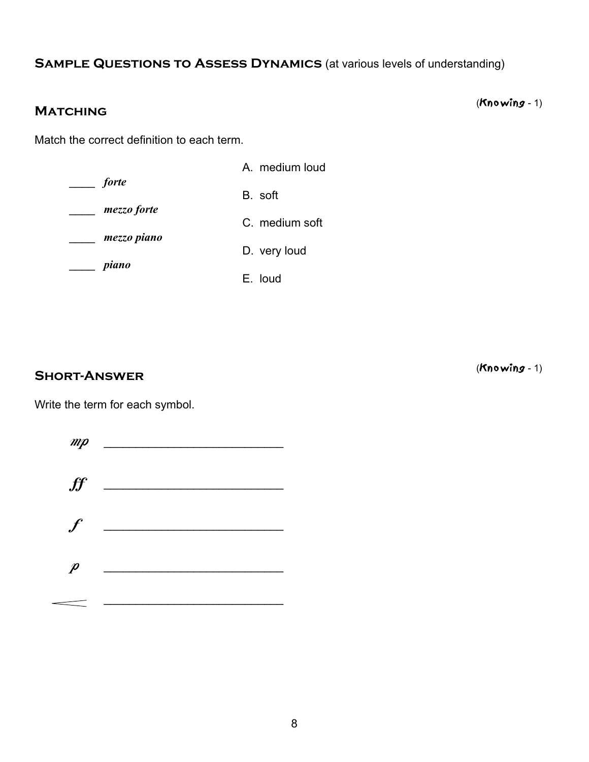## Sample Questions to Assess Dynamics (at various levels of understanding)

### Matching

(**Knowing** - 1)

Match the correct definition to each term.

____ *forte*

____ *mezzo forte*

____ *mezzo piano*

____ *piano*

A. medium loud

B. soft

C. medium soft

D. very loud

E. loud

### Short-Answer

(**Knowing** - 1)

Write the term for each symbol.

*mp* ___________________________

*ff* ___________________________

*f* ___________________________

*p* ___________________________

< ___________________________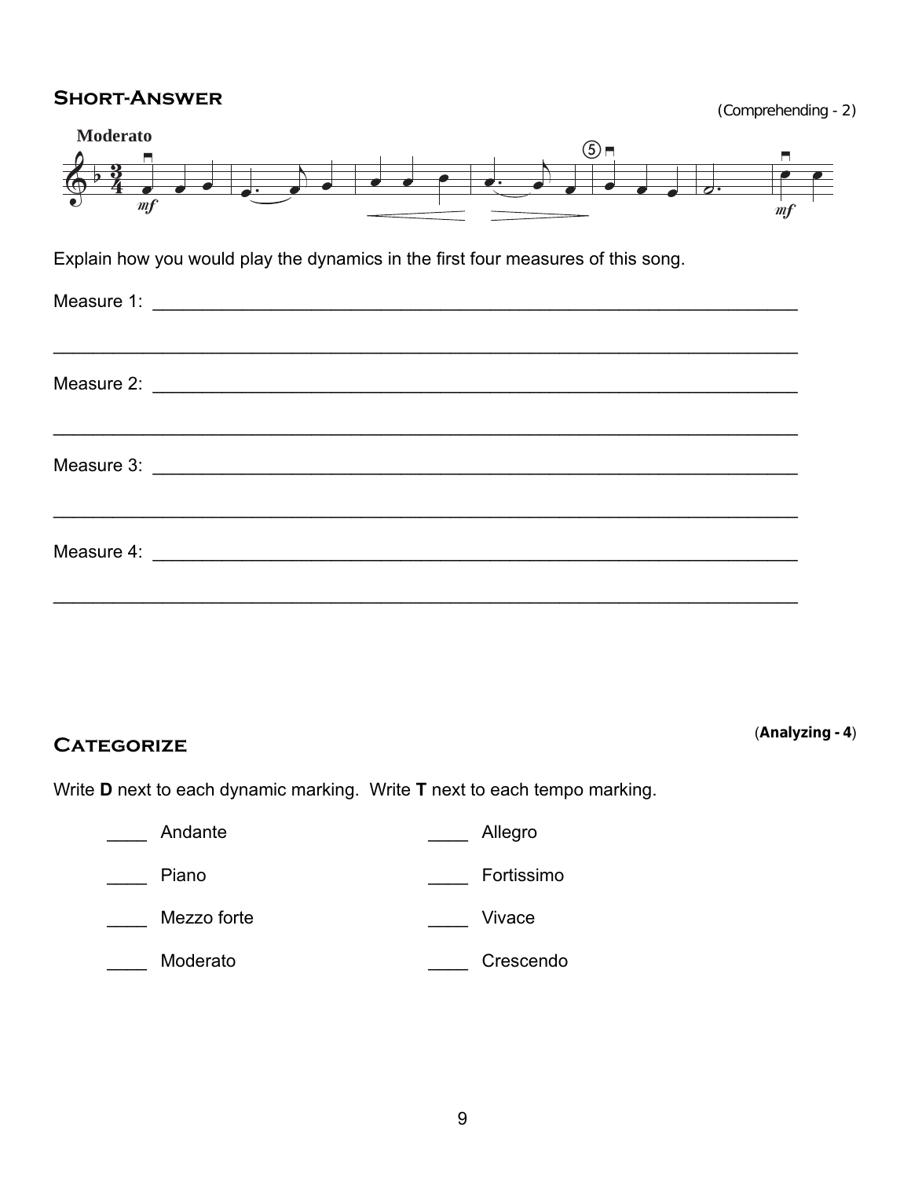## Short-Answer

(Comprehending - 2)

Moderato

Explain how you would play the dynamics in the first four measures of this song.

Measure 1: ____________________________________________________________________

________________________________________________________________________________

Measure 2: ____________________________________________________________________

________________________________________________________________________________

Measure 3: ____________________________________________________________________

________________________________________________________________________________

Measure 4: ____________________________________________________________________

________________________________________________________________________________

## Categorize

(**Analyzing - 4**)

Write **D** next to each dynamic marking. Write **T** next to each tempo marking.

| | |
|---|---|
| ____ Andante | ____ Allegro |
| ____ Piano | ____ Fortissimo |
| ____ Mezzo forte | ____ Vivace |
| ____ Moderato | ____ Crescendo |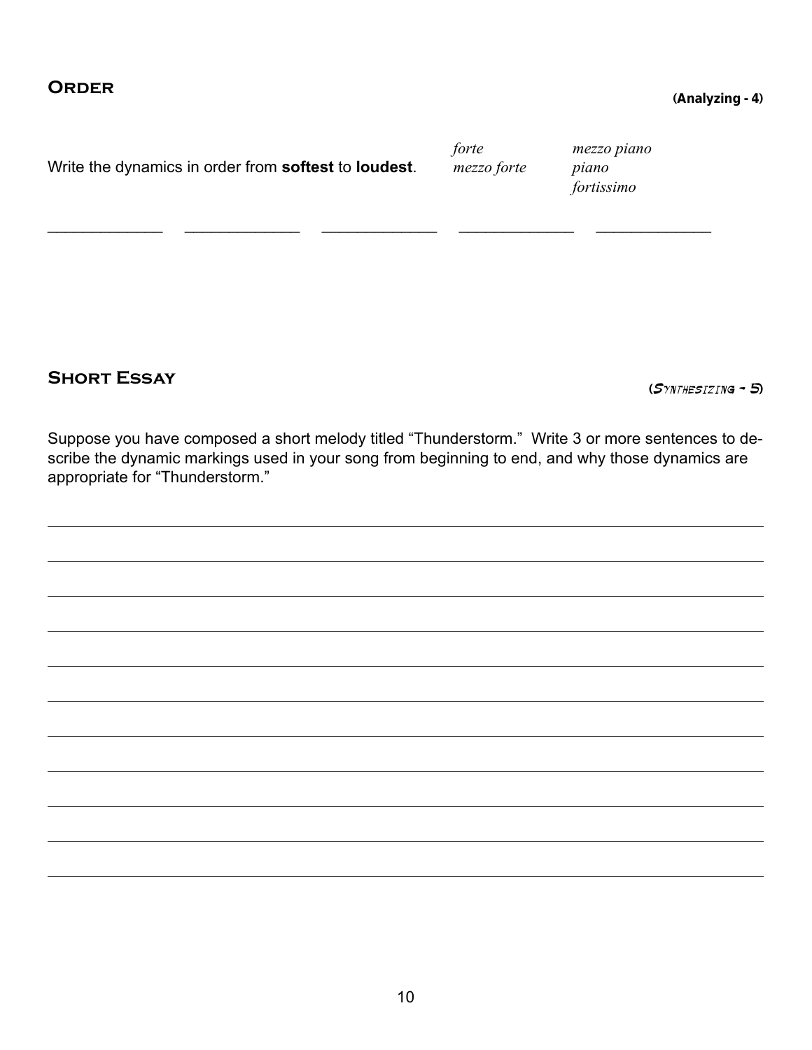## Order

**(Analyzing - 4)**

Write the dynamics in order from **softest** to **loudest**.

*forte* *mezzo piano*
*mezzo forte* *piano*
*fortissimo*

_____________ _____________ _____________ _____________ _____________

## Short Essay

**(Synthesizing - 5)**

Suppose you have composed a short melody titled "Thunderstorm." Write 3 or more sentences to describe the dynamic markings used in your song from beginning to end, and why those dynamics are appropriate for "Thunderstorm."

___________________________________________________________________________

___________________________________________________________________________

___________________________________________________________________________

___________________________________________________________________________

___________________________________________________________________________

___________________________________________________________________________

___________________________________________________________________________

___________________________________________________________________________

___________________________________________________________________________

___________________________________________________________________________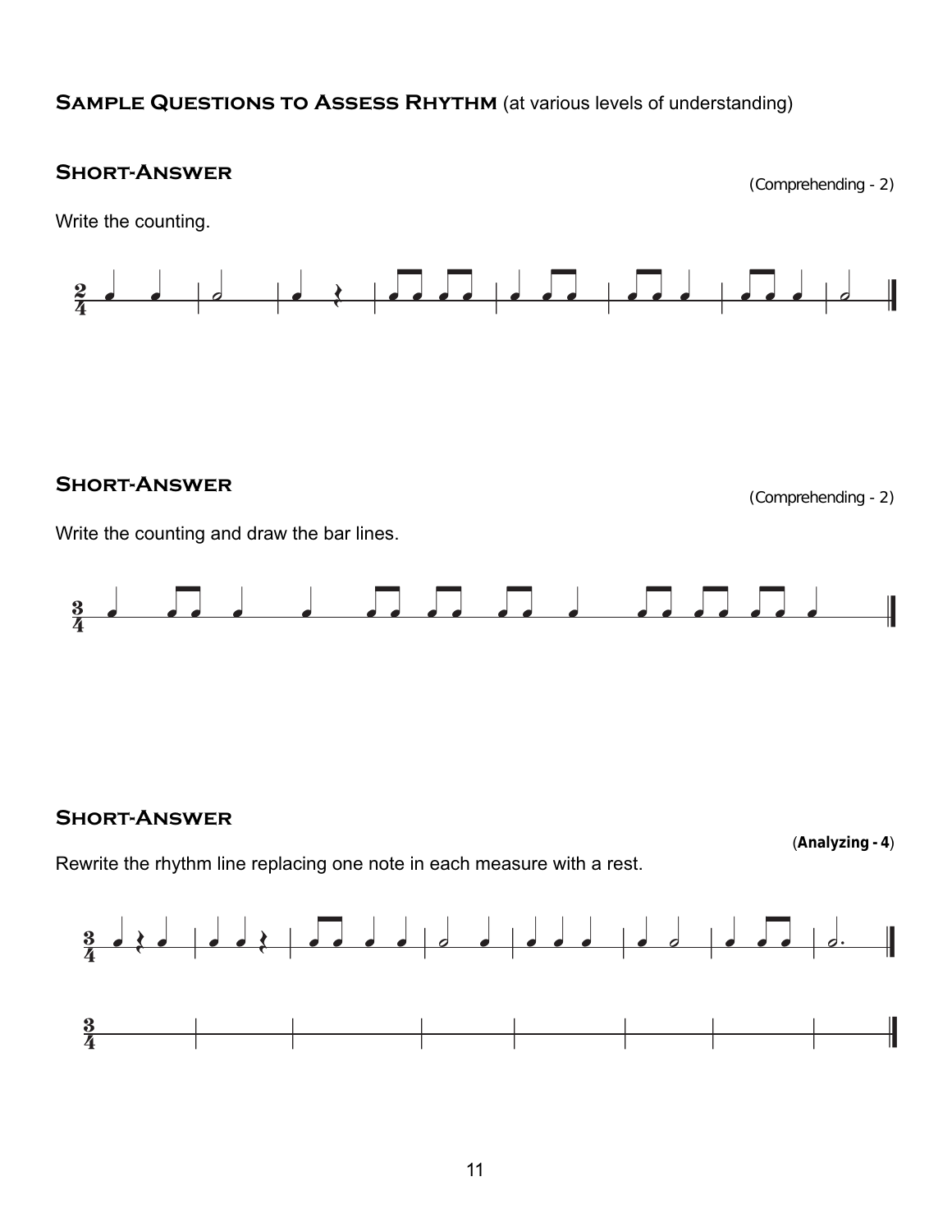## Sample Questions to Assess Rhythm (at various levels of understanding)

### Short-Answer

(Comprehending - 2)

Write the counting.

### Short-Answer

(Comprehending - 2)

Write the counting and draw the bar lines.

### Short-Answer

(**Analyzing - 4**)

Rewrite the rhythm line replacing one note in each measure with a rest.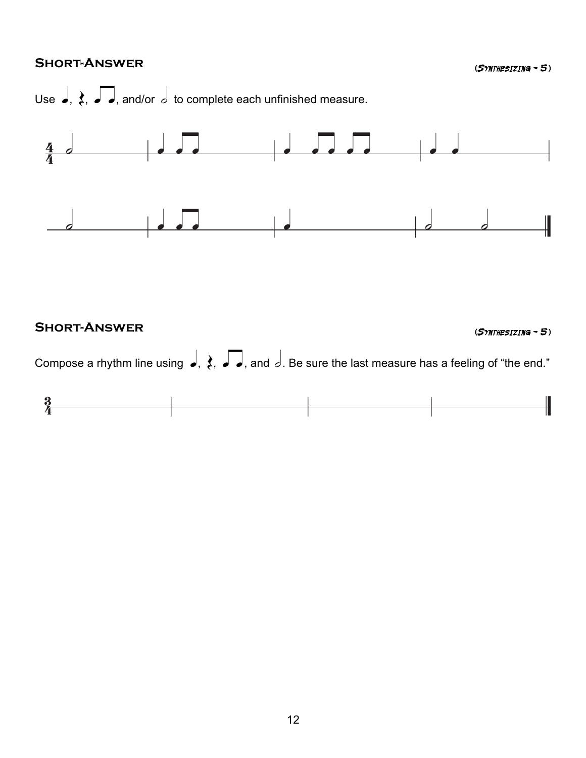## Short-Answer

*(Synthesizing - 5)*

Use ♩, 𝄽, ♫, and/or 𝅗𝅥 to complete each unfinished measure.

## Short-Answer

*(Synthesizing - 5)*

Compose a rhythm line using ♩, 𝄽, ♫, and 𝅗𝅥. Be sure the last measure has a feeling of "the end."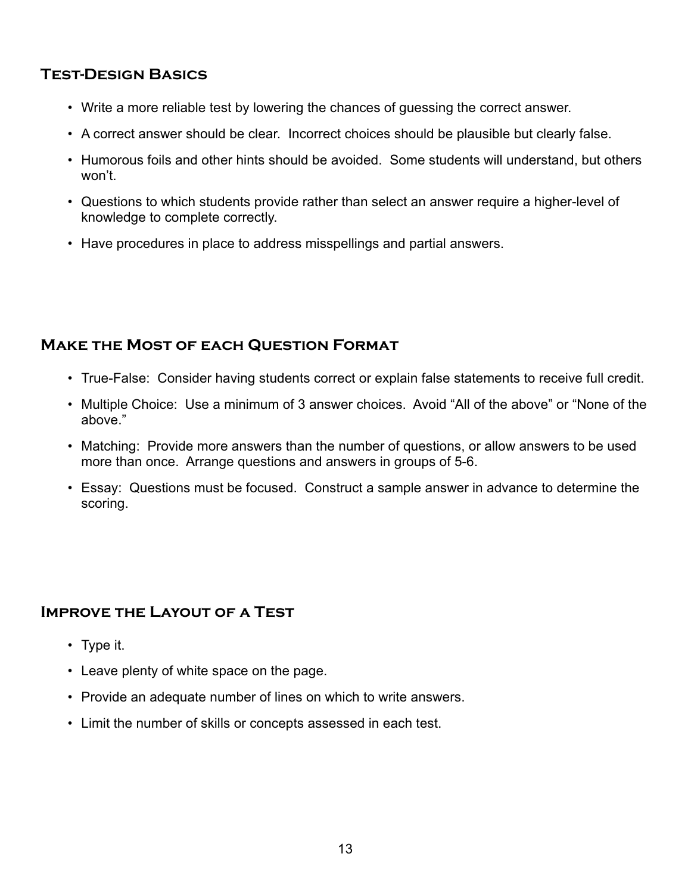## Test-Design Basics

- Write a more reliable test by lowering the chances of guessing the correct answer.
- A correct answer should be clear.  Incorrect choices should be plausible but clearly false.
- Humorous foils and other hints should be avoided.  Some students will understand, but others won't.
- Questions to which students provide rather than select an answer require a higher-level of knowledge to complete correctly.
- Have procedures in place to address misspellings and partial answers.

## Make the Most of each Question Format

- True-False:  Consider having students correct or explain false statements to receive full credit.
- Multiple Choice:  Use a minimum of 3 answer choices.  Avoid "All of the above" or "None of the above."
- Matching:  Provide more answers than the number of questions, or allow answers to be used more than once.  Arrange questions and answers in groups of 5-6.
- Essay:  Questions must be focused.  Construct a sample answer in advance to determine the scoring.

## Improve the Layout of a Test

- Type it.
- Leave plenty of white space on the page.
- Provide an adequate number of lines on which to write answers.
- Limit the number of skills or concepts assessed in each test.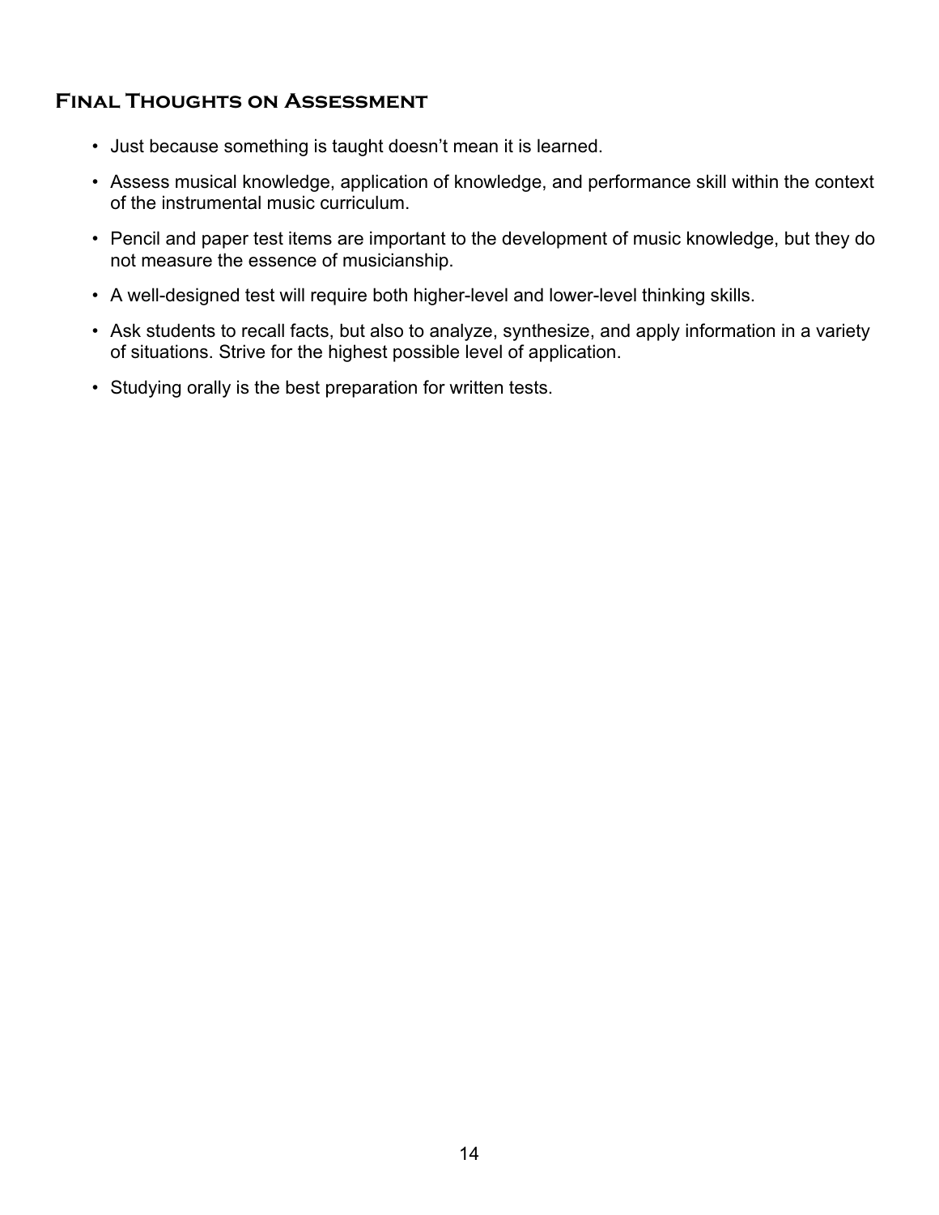## Final Thoughts on Assessment

- Just because something is taught doesn't mean it is learned.
- Assess musical knowledge, application of knowledge, and performance skill within the context of the instrumental music curriculum.
- Pencil and paper test items are important to the development of music knowledge, but they do not measure the essence of musicianship.
- A well-designed test will require both higher-level and lower-level thinking skills.
- Ask students to recall facts, but also to analyze, synthesize, and apply information in a variety of situations. Strive for the highest possible level of application.
- Studying orally is the best preparation for written tests.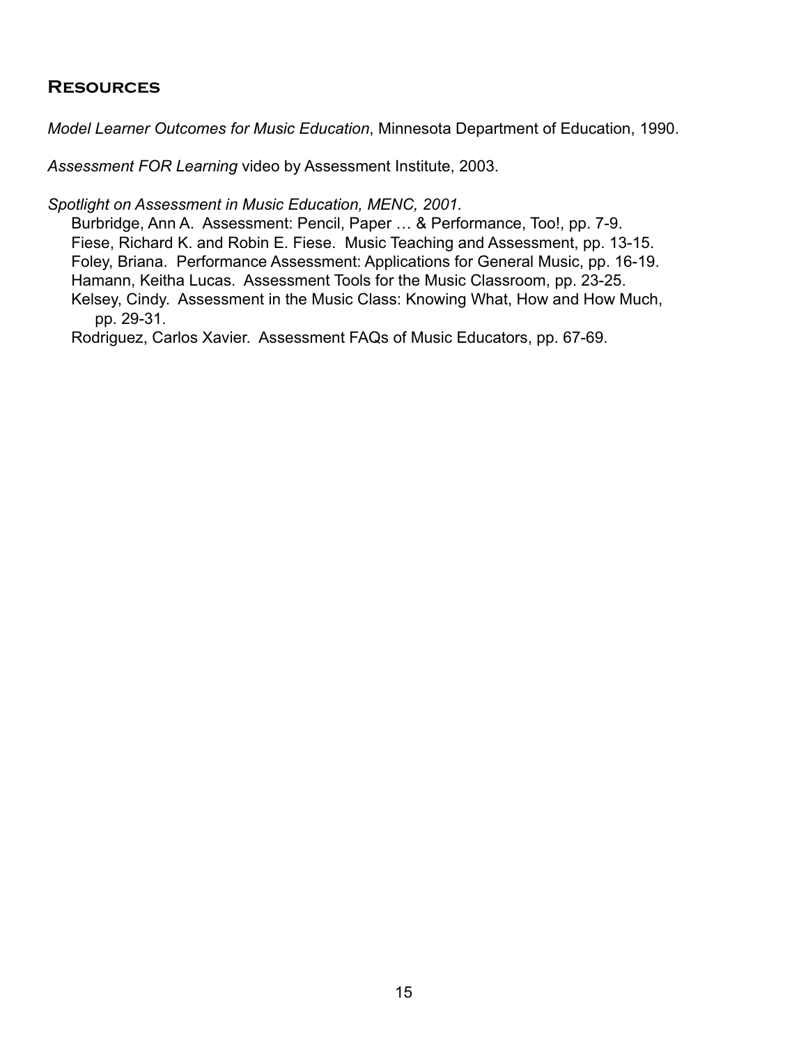## Resources

*Model Learner Outcomes for Music Education*, Minnesota Department of Education, 1990.

*Assessment FOR Learning* video by Assessment Institute, 2003.

*Spotlight on Assessment in Music Education, MENC, 2001.*

- Burbridge, Ann A. Assessment: Pencil, Paper … & Performance, Too!, pp. 7-9.
- Fiese, Richard K. and Robin E. Fiese. Music Teaching and Assessment, pp. 13-15.
- Foley, Briana. Performance Assessment: Applications for General Music, pp. 16-19.
- Hamann, Keitha Lucas. Assessment Tools for the Music Classroom, pp. 23-25.
- Kelsey, Cindy. Assessment in the Music Class: Knowing What, How and How Much, pp. 29-31.
- Rodriguez, Carlos Xavier. Assessment FAQs of Music Educators, pp. 67-69.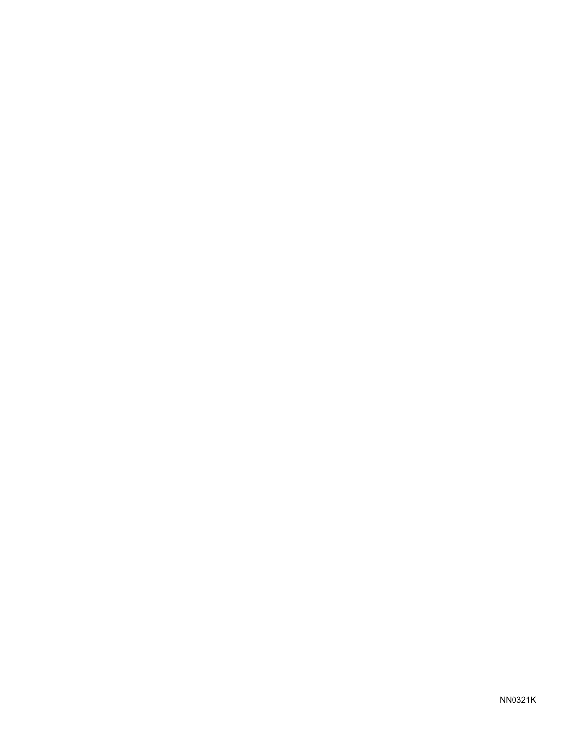NN0321K